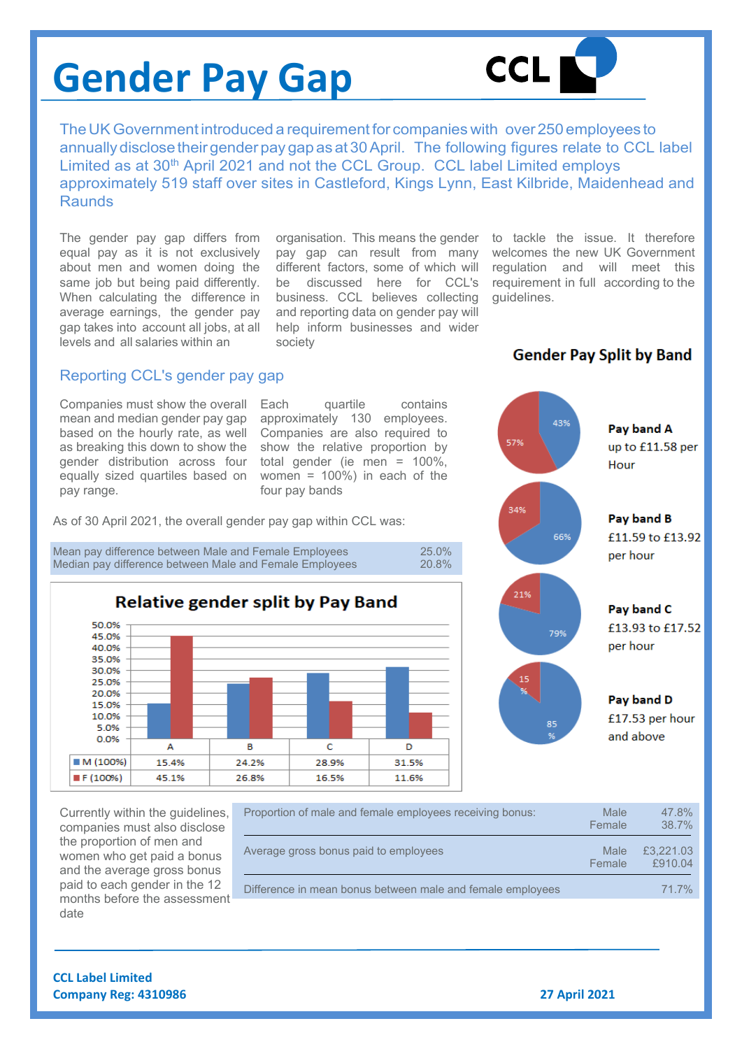# Gender Pay Gap

The UK Government introduced a requirement for companies with over 250 employees to annually disclose their gender pay gap as at 30 April. The following figures relate to CCL label Limited as at 30th April 2021 and not the CCL Group. CCL label Limited employs approximately 519 staff over sites in Castleford, Kings Lynn, East Kilbride, Maidenhead and Raunds

The gender pay gap differs from equal pay as it is not exclusively about men and women doing the same job but being paid differently. When calculating the difference in average earnings, the gender pay gap takes into account all jobs, at all levels and all salaries within an organisation. This means the gender pay gap can result from many different factors, some of which will be discussed here for CCL's business. CCL believes collecting and reporting data on gender pay will help inform businesses and wider society to tackle the issue. It therefore welcomes the new UK Government regulation and will meet this requirement in full according to the guidelines.

## Reporting CCL's gender pay gap

Companies must show the overall mean and median gender pay gap based on the hourly rate, as well as breaking this down to show the gender distribution across four equally sized quartiles based on pay range.

Each quartile contains approximately 130 employees. Companies are also required to show the relative proportion by total gender (ie men = 100%, women = 100%) in each of the four pay bands

As of 30 April 2021, the overall gender pay gap within CCL was:

| | |
|---|---|
| Mean pay difference between Male and Female Employees | 25.0% |
| Median pay difference between Male and Female Employees | 20.8% |

### Relative gender split by Pay Band

| | A | B | C | D |
|---|---|---|---|---|
| M (100%) | 15.4% | 24.2% | 28.9% | 31.5% |
| F (100%) | 45.1% | 26.8% | 16.5% | 11.6% |

### Gender Pay Split by Band

| Pay band | Range | Female | Male |
|---|---|---|---|
| Pay band A | up to £11.58 per Hour | 57% | 43% |
| Pay band B | £11.59 to £13.92 per hour | 34% | 66% |
| Pay band C | £13.93 to £17.52 per hour | 21% | 79% |
| Pay band D | £17.53 per hour and above | 15% | 85% |

Currently within the guidelines, companies must also disclose the proportion of men and women who get paid a bonus and the average gross bonus paid to each gender in the 12 months before the assessment date

| | | |
|---|---|---|
| Proportion of male and female employees receiving bonus: | Male | 47.8% |
| | Female | 38.7% |
| Average gross bonus paid to employees | Male | £3,221.03 |
| | Female | £910.04 |
| Difference in mean bonus between male and female employees | | 71.7% |

**CCL Label Limited**
**Company Reg: 4310986**

**27 April 2021**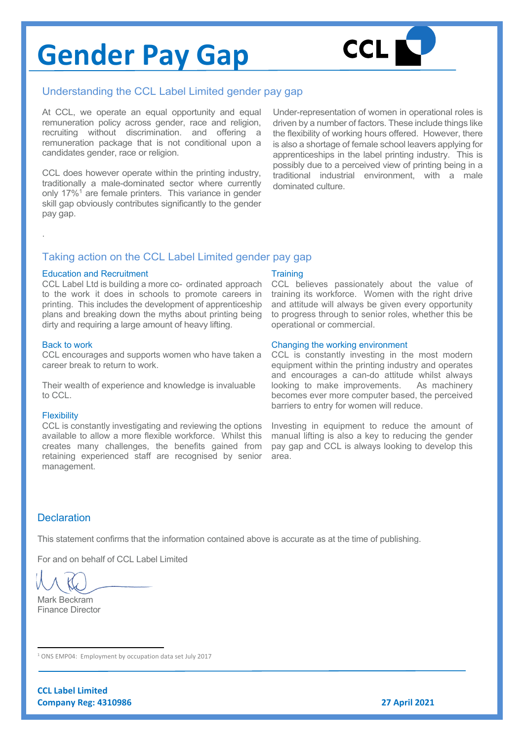# Gender Pay Gap

## Understanding the CCL Label Limited gender pay gap

At CCL, we operate an equal opportunity and equal remuneration policy across gender, race and religion, recruiting without discrimination. and offering a remuneration package that is not conditional upon a candidates gender, race or religion.

CCL does however operate within the printing industry, traditionally a male-dominated sector where currently only 17%[1] are female printers. This variance in gender skill gap obviously contributes significantly to the gender pay gap.

Under-representation of women in operational roles is driven by a number of factors. These include things like the flexibility of working hours offered. However, there is also a shortage of female school leavers applying for apprenticeships in the label printing industry. This is possibly due to a perceived view of printing being in a traditional industrial environment, with a male dominated culture.

.

## Taking action on the CCL Label Limited gender pay gap

### Education and Recruitment

CCL Label Ltd is building a more co- ordinated approach to the work it does in schools to promote careers in printing. This includes the development of apprenticeship plans and breaking down the myths about printing being dirty and requiring a large amount of heavy lifting.

### Back to work

CCL encourages and supports women who have taken a career break to return to work.

Their wealth of experience and knowledge is invaluable to CCL.

### Flexibility

CCL is constantly investigating and reviewing the options available to allow a more flexible workforce. Whilst this creates many challenges, the benefits gained from retaining experienced staff are recognised by senior management.

### Training

CCL believes passionately about the value of training its workforce. Women with the right drive and attitude will always be given every opportunity to progress through to senior roles, whether this be operational or commercial.

### Changing the working environment

CCL is constantly investing in the most modern equipment within the printing industry and operates and encourages a can-do attitude whilst always looking to make improvements. As machinery becomes ever more computer based, the perceived barriers to entry for women will reduce.

Investing in equipment to reduce the amount of manual lifting is also a key to reducing the gender pay gap and CCL is always looking to develop this area.

## Declaration

This statement confirms that the information contained above is accurate as at the time of publishing.

For and on behalf of CCL Label Limited

Mark Beckram
Finance Director

[1] ONS EMP04: Employment by occupation data set July 2017

**CCL Label Limited**
**Company Reg: 4310986**

**27 April 2021**